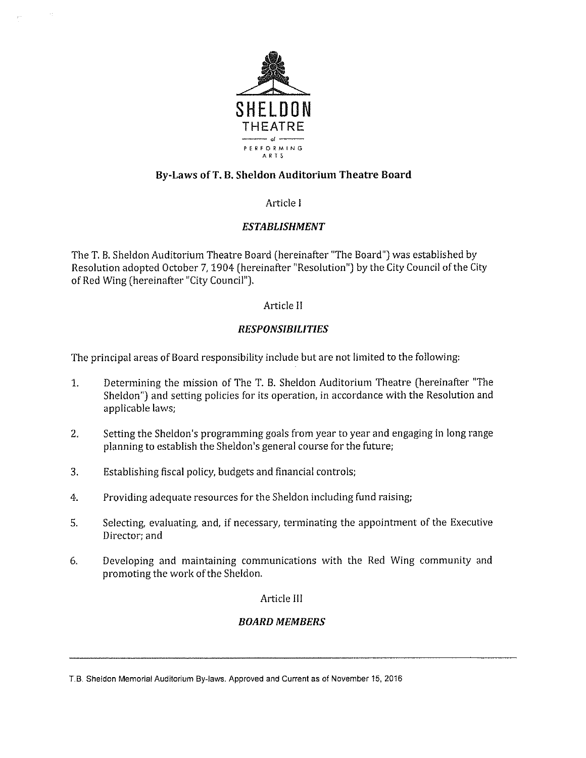SHELDON
THEATRE
of
PERFORMING
ARTS

## By-Laws of T. B. Sheldon Auditorium Theatre Board

### Article I

### *ESTABLISHMENT*

The T. B. Sheldon Auditorium Theatre Board (hereinafter "The Board") was established by Resolution adopted October 7, 1904 (hereinafter "Resolution") by the City Council of the City of Red Wing (hereinafter "City Council").

### Article II

### *RESPONSIBILITIES*

The principal areas of Board responsibility include but are not limited to the following:

1. Determining the mission of The T. B. Sheldon Auditorium Theatre (hereinafter "The Sheldon") and setting policies for its operation, in accordance with the Resolution and applicable laws;

2. Setting the Sheldon's programming goals from year to year and engaging in long range planning to establish the Sheldon's general course for the future;

3. Establishing fiscal policy, budgets and financial controls;

4. Providing adequate resources for the Sheldon including fund raising;

5. Selecting, evaluating, and, if necessary, terminating the appointment of the Executive Director; and

6. Developing and maintaining communications with the Red Wing community and promoting the work of the Sheldon.

### Article III

### *BOARD MEMBERS*

T.B. Sheldon Memorial Auditorium By-laws. Approved and Current as of November 15, 2016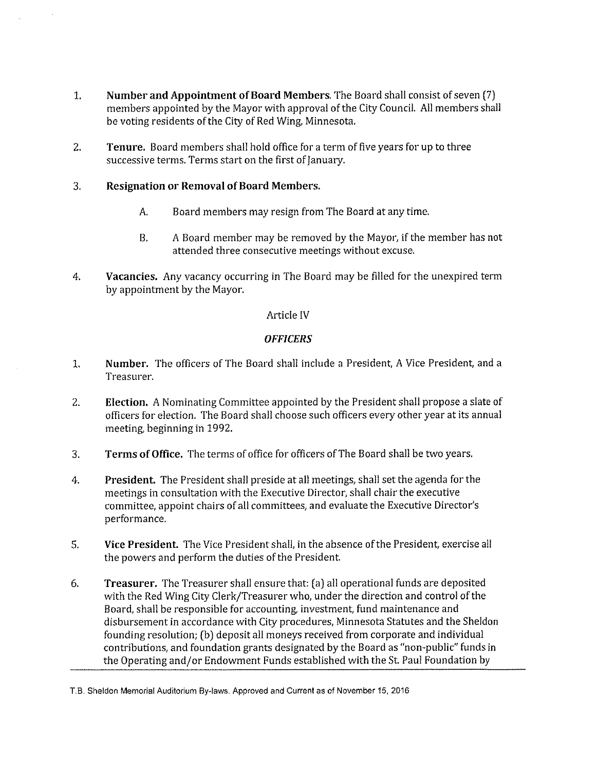1. **Number and Appointment of Board Members**. The Board shall consist of seven (7) members appointed by the Mayor with approval of the City Council. All members shall be voting residents of the City of Red Wing, Minnesota.

2. **Tenure.** Board members shall hold office for a term of five years for up to three successive terms. Terms start on the first of January.

3. **Resignation or Removal of Board Members.**

   A. Board members may resign from The Board at any time.

   B. A Board member may be removed by the Mayor, if the member has not attended three consecutive meetings without excuse.

4. **Vacancies.** Any vacancy occurring in The Board may be filled for the unexpired term by appointment by the Mayor.

## Article IV

## *OFFICERS*

1. **Number.** The officers of The Board shall include a President, A Vice President, and a Treasurer.

2. **Election.** A Nominating Committee appointed by the President shall propose a slate of officers for election. The Board shall choose such officers every other year at its annual meeting, beginning in 1992.

3. **Terms of Office.** The terms of office for officers of The Board shall be two years.

4. **President.** The President shall preside at all meetings, shall set the agenda for the meetings in consultation with the Executive Director, shall chair the executive committee, appoint chairs of all committees, and evaluate the Executive Director's performance.

5. **Vice President.** The Vice President shall, in the absence of the President, exercise all the powers and perform the duties of the President.

6. **Treasurer.** The Treasurer shall ensure that: (a) all operational funds are deposited with the Red Wing City Clerk/Treasurer who, under the direction and control of the Board, shall be responsible for accounting, investment, fund maintenance and disbursement in accordance with City procedures, Minnesota Statutes and the Sheldon founding resolution; (b) deposit all moneys received from corporate and individual contributions, and foundation grants designated by the Board as "non-public" funds in the Operating and/or Endowment Funds established with the St. Paul Foundation by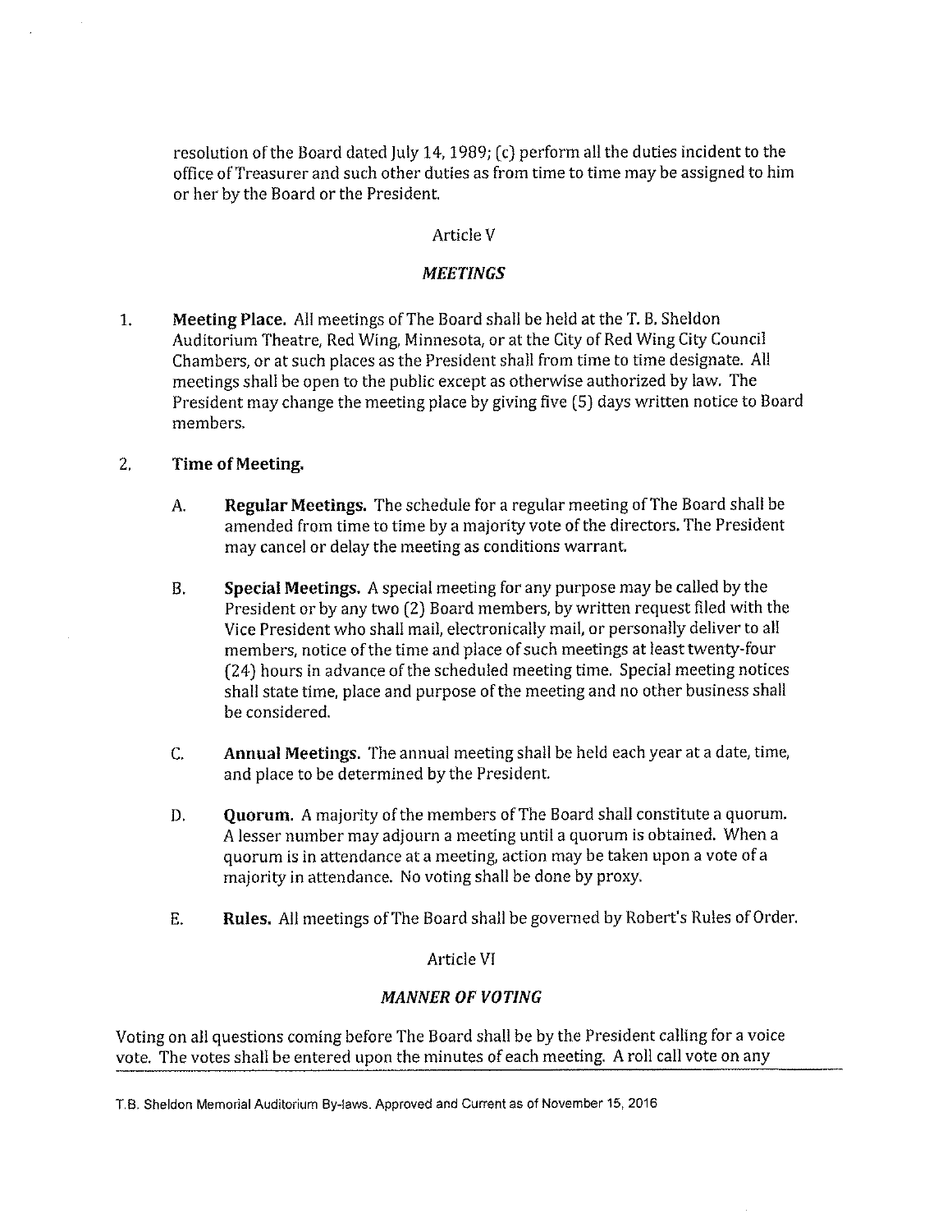resolution of the Board dated July 14, 1989; (c) perform all the duties incident to the office of Treasurer and such other duties as from time to time may be assigned to him or her by the Board or the President.

## Article V

### *MEETINGS*

1. **Meeting Place.** All meetings of The Board shall be held at the T. B. Sheldon Auditorium Theatre, Red Wing, Minnesota, or at the City of Red Wing City Council Chambers, or at such places as the President shall from time to time designate. All meetings shall be open to the public except as otherwise authorized by law. The President may change the meeting place by giving five (5) days written notice to Board members.

2. **Time of Meeting.**

   A. **Regular Meetings.** The schedule for a regular meeting of The Board shall be amended from time to time by a majority vote of the directors. The President may cancel or delay the meeting as conditions warrant.

   B. **Special Meetings.** A special meeting for any purpose may be called by the President or by any two (2) Board members, by written request filed with the Vice President who shall mail, electronically mail, or personally deliver to all members, notice of the time and place of such meetings at least twenty-four (24) hours in advance of the scheduled meeting time. Special meeting notices shall state time, place and purpose of the meeting and no other business shall be considered.

   C. **Annual Meetings.** The annual meeting shall be held each year at a date, time, and place to be determined by the President.

   D. **Quorum.** A majority of the members of The Board shall constitute a quorum. A lesser number may adjourn a meeting until a quorum is obtained. When a quorum is in attendance at a meeting, action may be taken upon a vote of a majority in attendance. No voting shall be done by proxy.

   E. **Rules.** All meetings of The Board shall be governed by Robert's Rules of Order.

## Article VI

### *MANNER OF VOTING*

Voting on all questions coming before The Board shall be by the President calling for a voice vote. The votes shall be entered upon the minutes of each meeting. A roll call vote on any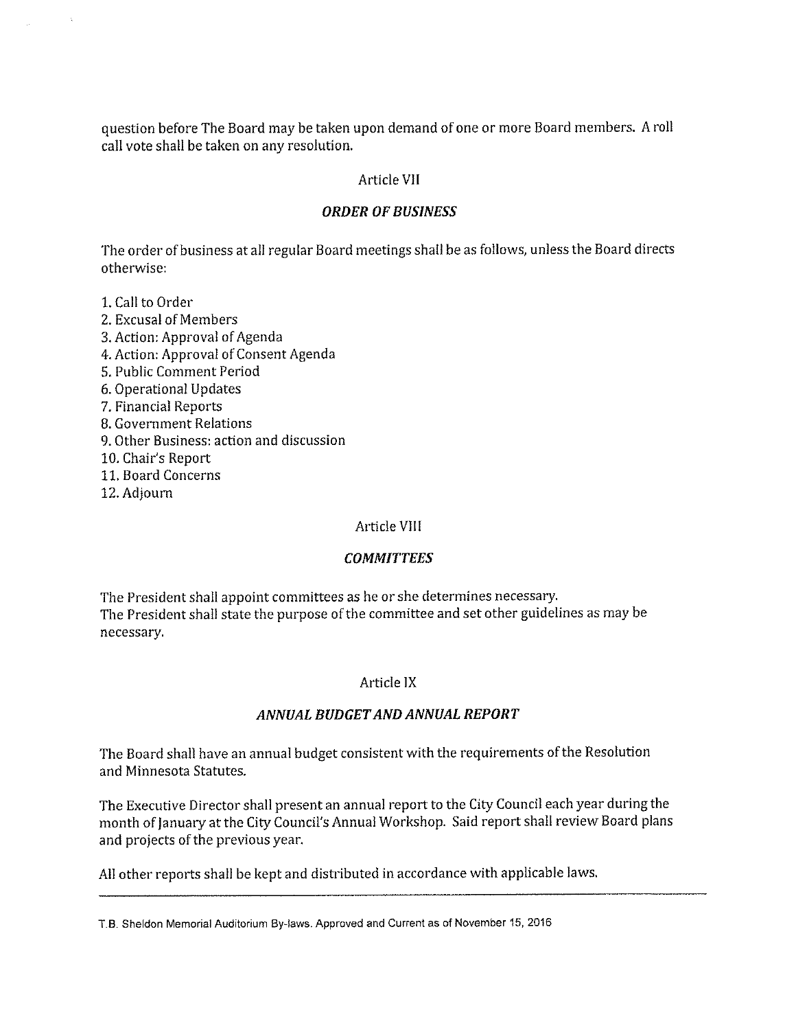question before The Board may be taken upon demand of one or more Board members. A roll call vote shall be taken on any resolution.

## Article VII

### ***ORDER OF BUSINESS***

The order of business at all regular Board meetings shall be as follows, unless the Board directs otherwise:

1. Call to Order
2. Excusal of Members
3. Action: Approval of Agenda
4. Action: Approval of Consent Agenda
5. Public Comment Period
6. Operational Updates
7. Financial Reports
8. Government Relations
9. Other Business: action and discussion
10. Chair's Report
11. Board Concerns
12. Adjourn

## Article VIII

### ***COMMITTEES***

The President shall appoint committees as he or she determines necessary.
The President shall state the purpose of the committee and set other guidelines as may be necessary.

## Article IX

### ***ANNUAL BUDGET AND ANNUAL REPORT***

The Board shall have an annual budget consistent with the requirements of the Resolution and Minnesota Statutes.

The Executive Director shall present an annual report to the City Council each year during the month of January at the City Council's Annual Workshop. Said report shall review Board plans and projects of the previous year.

All other reports shall be kept and distributed in accordance with applicable laws.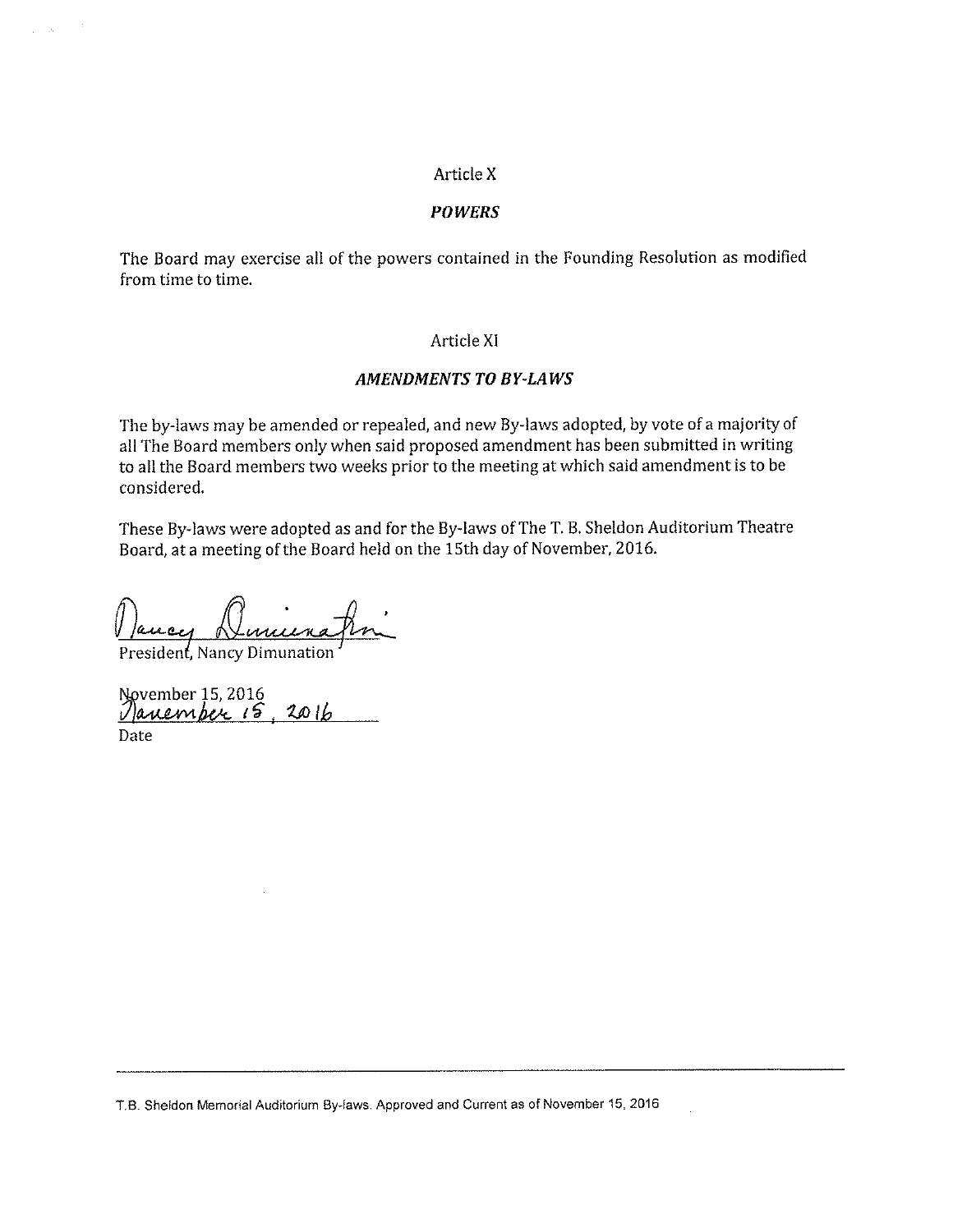Article X

***POWERS***

The Board may exercise all of the powers contained in the Founding Resolution as modified from time to time.

Article XI

***AMENDMENTS TO BY-LAWS***

The by-laws may be amended or repealed, and new By-laws adopted, by vote of a majority of all The Board members only when said proposed amendment has been submitted in writing to all the Board members two weeks prior to the meeting at which said amendment is to be considered.

These By-laws were adopted as and for the By-laws of The T. B. Sheldon Auditorium Theatre Board, at a meeting of the Board held on the 15th day of November, 2016.

Nancy Dimunation

President, Nancy Dimunation

November 15, 2016

November 15, 2016

Date